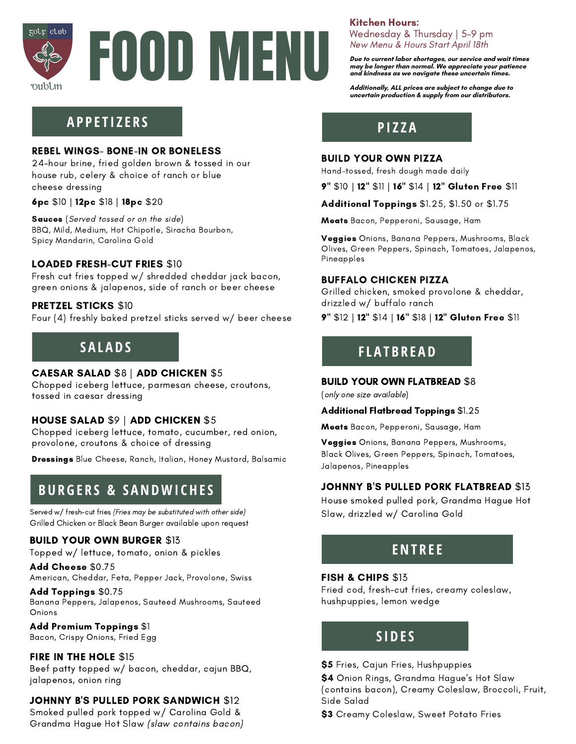golf club

dublin

# FOOD MENU

**Kitchen Hours:**
Wednesday & Thursday | 5-9 pm
*New Menu & Hours Start April 18th*

***Due to current labor shortages, our service and wait times may be longer than normal. We appreciate your patience and kindness as we navigate these uncertain times.***

***Additionally, ALL prices are subject to change due to uncertain production & supply from our distributors.***

## APPETIZERS

### REBEL WINGS- BONE-IN OR BONELESS
24-hour brine, fried golden brown & tossed in our house rub, celery & choice of ranch or blue cheese dressing

**6pc** $10 | **12pc** $18 | **18pc** $20

**Sauces** (*Served tossed or on the side*)
BBQ, Mild, Medium, Hot Chipotle, Siracha Bourbon, Spicy Mandarin, Carolina Gold

### LOADED FRESH-CUT FRIES $10
Fresh cut fries topped w/ shredded cheddar jack bacon, green onions & jalapenos, side of ranch or beer cheese

### PRETZEL STICKS $10
Four (4) freshly baked pretzel sticks served w/ beer cheese

## SALADS

### CAESAR SALAD $8 | ADD CHICKEN $5
Chopped iceberg lettuce, parmesan cheese, croutons, tossed in caesar dressing

### HOUSE SALAD $9 | ADD CHICKEN $5
Chopped iceberg lettuce, tomato, cucumber, red onion, provolone, croutons & choice of dressing

**Dressings** Blue Cheese, Ranch, Italian, Honey Mustard, Balsamic

## BURGERS & SANDWICHES

Served w/ fresh-cut fries *(Fries may be substituted with other side)*
Grilled Chicken or Black Bean Burger available upon request

### BUILD YOUR OWN BURGER $13
Topped w/ lettuce, tomato, onion & pickles

**Add Cheese** $0.75
American, Cheddar, Feta, Pepper Jack, Provolone, Swiss

**Add Toppings** $0.75
Banana Peppers, Jalapenos, Sauteed Mushrooms, Sauteed Onions

**Add Premium Toppings** $1
Bacon, Crispy Onions, Fried Egg

### FIRE IN THE HOLE $15
Beef patty topped w/ bacon, cheddar, cajun BBQ, jalapenos, onion ring

### JOHNNY B'S PULLED PORK SANDWICH $12
Smoked pulled pork topped w/ Carolina Gold & Grandma Hague Hot Slaw *(slaw contains bacon)*

## PIZZA

### BUILD YOUR OWN PIZZA
Hand-tossed, fresh dough made daily

**9"** $10 | **12"** $11 | **16"** $14 | **12" Gluten Free** $11

**Additional Toppings** $1.25, $1.50 or $1.75

**Meats** Bacon, Pepperoni, Sausage, Ham

**Veggies** Onions, Banana Peppers, Mushrooms, Black Olives, Green Peppers, Spinach, Tomatoes, Jalapenos, Pineapples

### BUFFALO CHICKEN PIZZA
Grilled chicken, smoked provolone & cheddar, drizzled w/ buffalo ranch

**9"** $12 | **12"** $14 | **16"** $18 | **12" Gluten Free** $11

## FLATBREAD

### BUILD YOUR OWN FLATBREAD $8
(*only one size available*)

**Additional Flatbread Toppings** $1.25

**Meats** Bacon, Pepperoni, Sausage, Ham

**Veggies** Onions, Banana Peppers, Mushrooms, Black Olives, Green Peppers, Spinach, Tomatoes, Jalapenos, Pineapples

### JOHNNY B'S PULLED PORK FLATBREAD $13
House smoked pulled pork, Grandma Hague Hot Slaw, drizzled w/ Carolina Gold

## ENTREE

### FISH & CHIPS $13
Fried cod, fresh-cut fries, creamy coleslaw, hushpuppies, lemon wedge

## SIDES

**$5** Fries, Cajun Fries, Hushpuppies

**$4** Onion Rings, Grandma Hague's Hot Slaw (contains bacon), Creamy Coleslaw, Broccoli, Fruit, Side Salad

**$3** Creamy Coleslaw, Sweet Potato Fries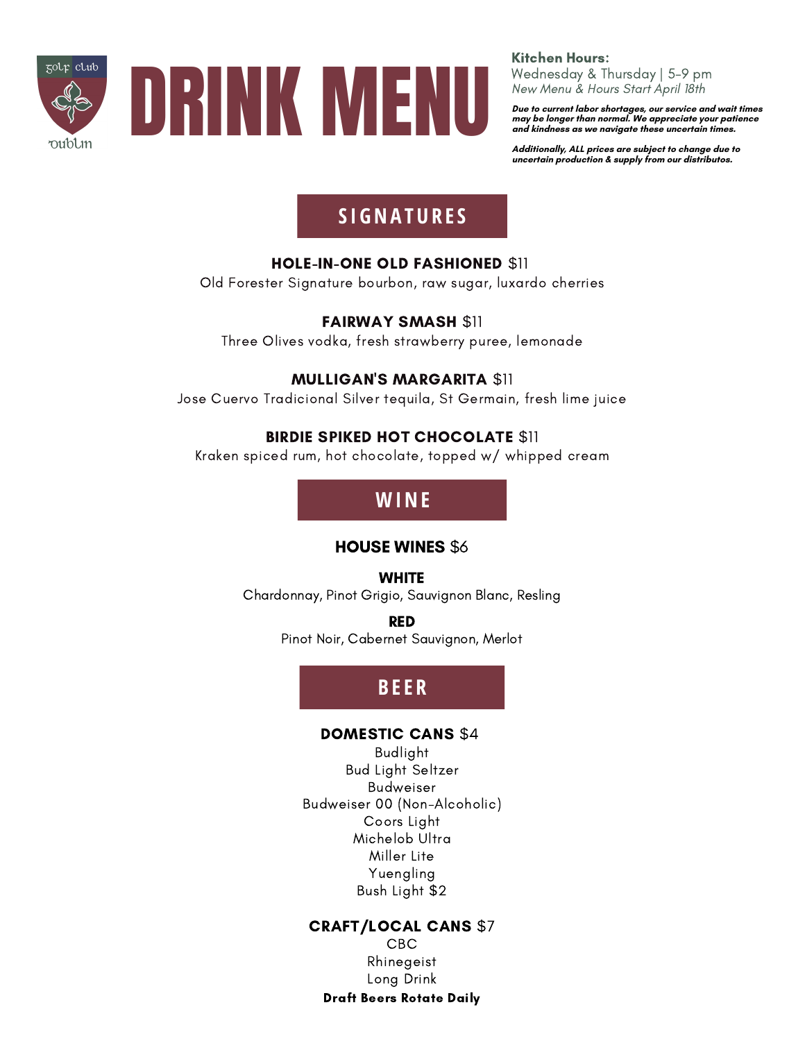# DRINK MENU

**Kitchen Hours:**
Wednesday & Thursday | 5-9 pm
*New Menu & Hours Start April 18th*

***Due to current labor shortages, our service and wait times may be longer than normal. We appreciate your patience and kindness as we navigate these uncertain times.***

***Additionally, ALL prices are subject to change due to uncertain production & supply from our distributos.***

## SIGNATURES

**HOLE-IN-ONE OLD FASHIONED** $11
Old Forester Signature bourbon, raw sugar, luxardo cherries

**FAIRWAY SMASH** $11
Three Olives vodka, fresh strawberry puree, lemonade

**MULLIGAN'S MARGARITA** $11
Jose Cuervo Tradicional Silver tequila, St Germain, fresh lime juice

**BIRDIE SPIKED HOT CHOCOLATE** $11
Kraken spiced rum, hot chocolate, topped w/ whipped cream

## WINE

**HOUSE WINES** $6

**WHITE**
Chardonnay, Pinot Grigio, Sauvignon Blanc, Resling

**RED**
Pinot Noir, Cabernet Sauvignon, Merlot

## BEER

**DOMESTIC CANS** $4
Budlight
Bud Light Seltzer
Budweiser
Budweiser 00 (Non-Alcoholic)
Coors Light
Michelob Ultra
Miller Lite
Yuengling
Bush Light $2

**CRAFT/LOCAL CANS** $7
CBC
Rhinegeist
Long Drink

**Draft Beers Rotate Daily**